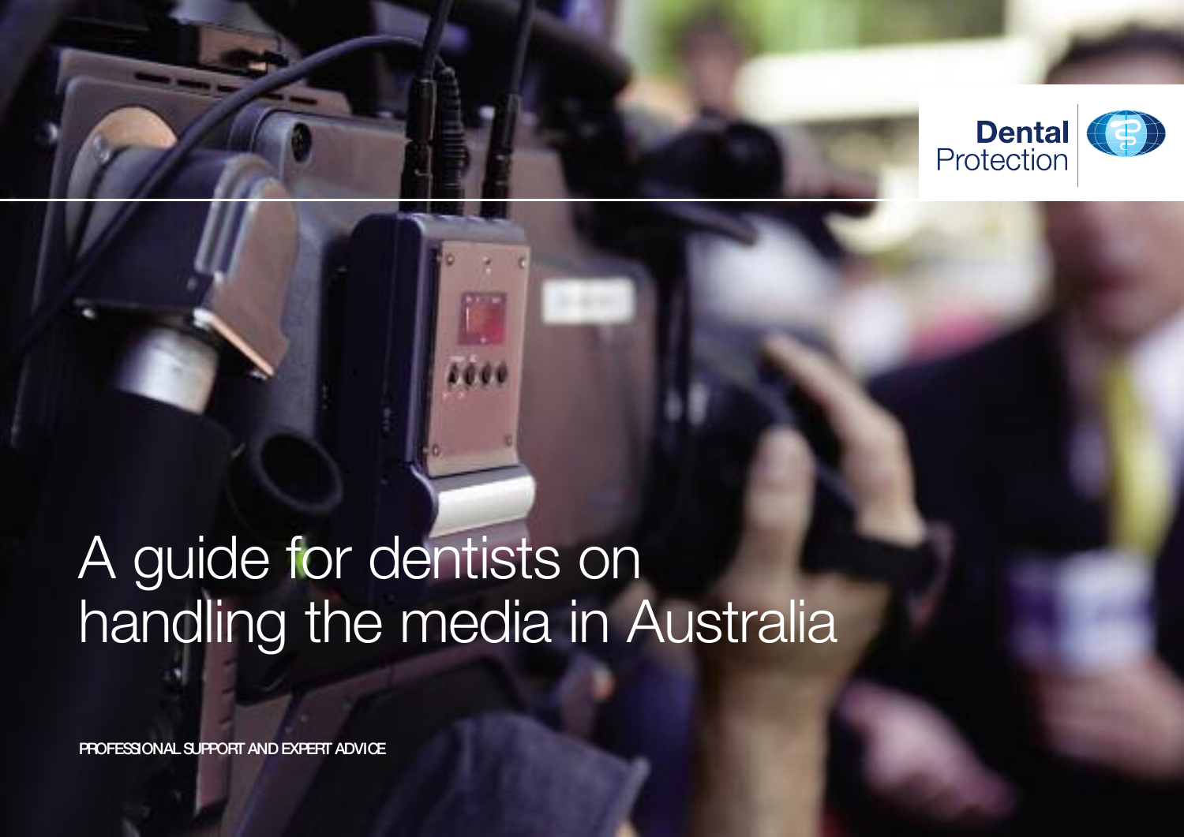Dental Protection

# A guide for dentists on handling the media in Australia

PROFESSIONAL SUPPORT AND EXPERT ADVICE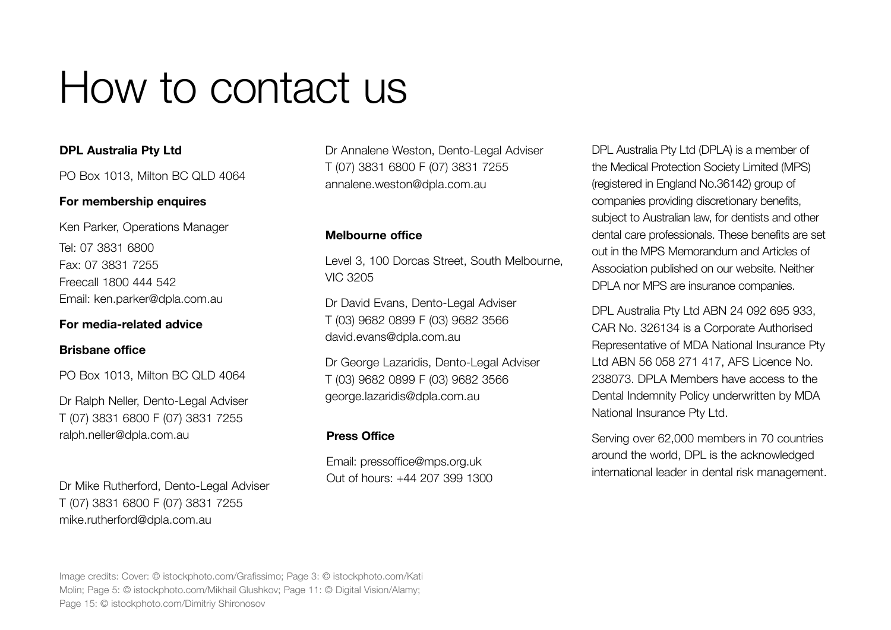# How to contact us

**DPL Australia Pty Ltd**

PO Box 1013, Milton BC QLD 4064

**For membership enquires**

Ken Parker, Operations Manager

Tel: 07 3831 6800
Fax: 07 3831 7255
Freecall 1800 444 542
Email: ken.parker@dpla.com.au

**For media-related advice**

**Brisbane office**

PO Box 1013, Milton BC QLD 4064

Dr Ralph Neller, Dento-Legal Adviser
T (07) 3831 6800 F (07) 3831 7255
ralph.neller@dpla.com.au

Dr Mike Rutherford, Dento-Legal Adviser
T (07) 3831 6800 F (07) 3831 7255
mike.rutherford@dpla.com.au

Dr Annalene Weston, Dento-Legal Adviser
T (07) 3831 6800 F (07) 3831 7255
annalene.weston@dpla.com.au

**Melbourne office**

Level 3, 100 Dorcas Street, South Melbourne, VIC 3205

Dr David Evans, Dento-Legal Adviser
T (03) 9682 0899 F (03) 9682 3566
david.evans@dpla.com.au

Dr George Lazaridis, Dento-Legal Adviser
T (03) 9682 0899 F (03) 9682 3566
george.lazaridis@dpla.com.au

**Press Office**

Email: pressoffice@mps.org.uk
Out of hours: +44 207 399 1300

DPL Australia Pty Ltd (DPLA) is a member of the Medical Protection Society Limited (MPS) (registered in England No.36142) group of companies providing discretionary benefits, subject to Australian law, for dentists and other dental care professionals. These benefits are set out in the MPS Memorandum and Articles of Association published on our website. Neither DPLA nor MPS are insurance companies.

DPL Australia Pty Ltd ABN 24 092 695 933, CAR No. 326134 is a Corporate Authorised Representative of MDA National Insurance Pty Ltd ABN 56 058 271 417, AFS Licence No. 238073. DPLA Members have access to the Dental Indemnity Policy underwritten by MDA National Insurance Pty Ltd.

Serving over 62,000 members in 70 countries around the world, DPL is the acknowledged international leader in dental risk management.

Image credits: Cover: © istockphoto.com/Grafissimo; Page 3: © istockphoto.com/Kati Molin; Page 5: © istockphoto.com/Mikhail Glushkov; Page 11: © Digital Vision/Alamy; Page 15: © istockphoto.com/Dimitriy Shironosov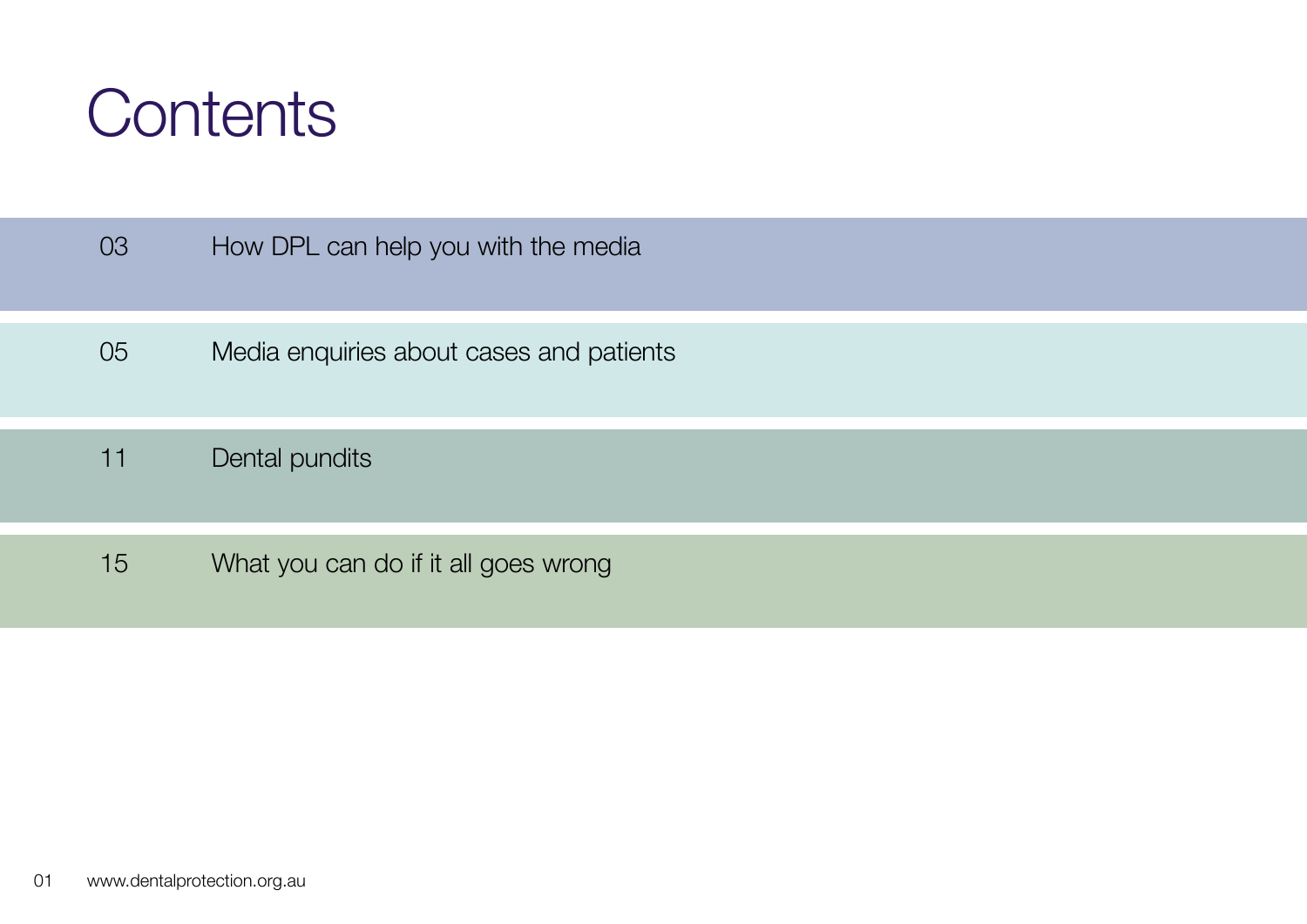# Contents

| | |
|---|---|
| 03 | How DPL can help you with the media |
| 05 | Media enquiries about cases and patients |
| 11 | Dental pundits |
| 15 | What you can do if it all goes wrong |

www.dentalprotection.org.au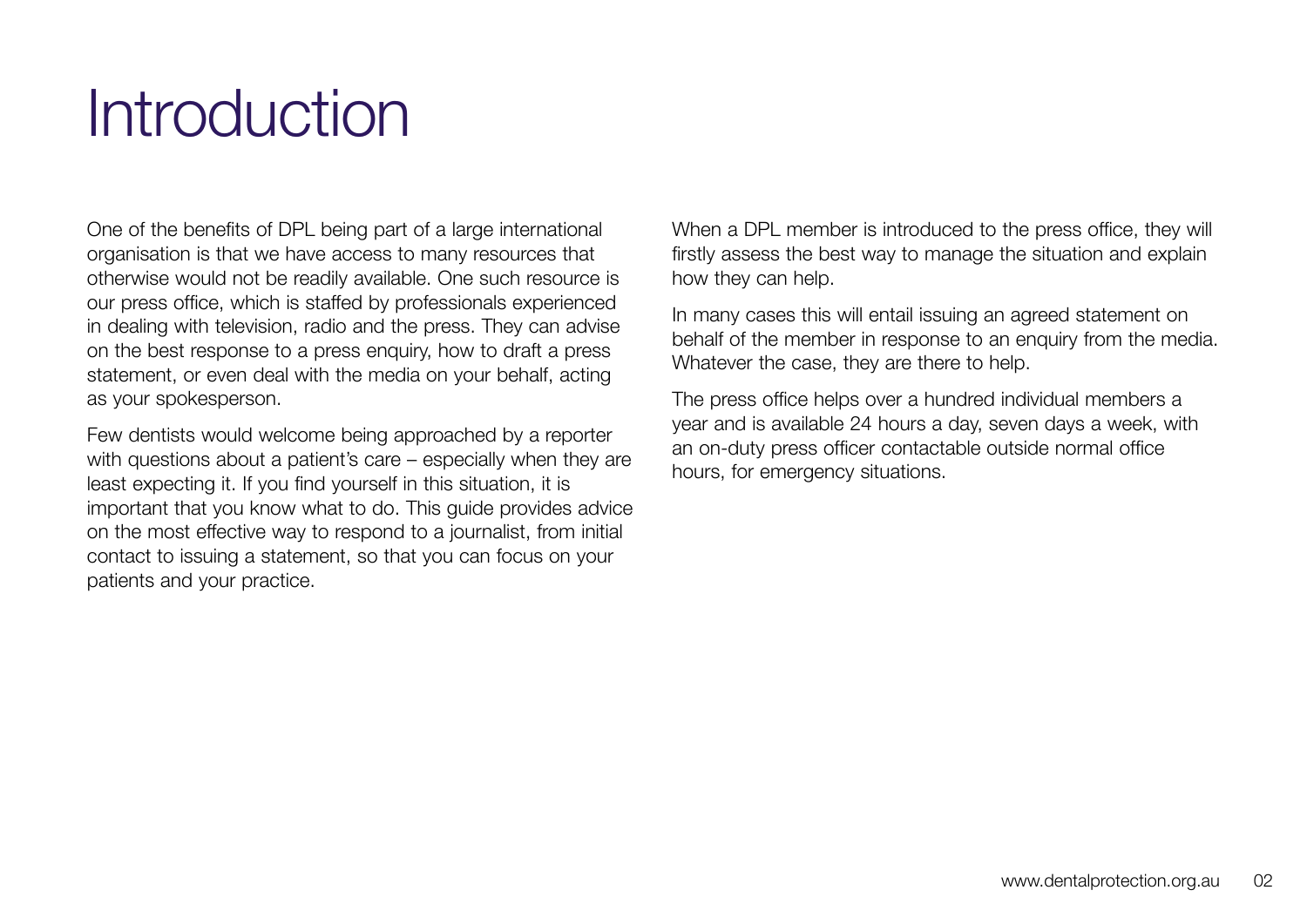# Introduction

One of the benefits of DPL being part of a large international organisation is that we have access to many resources that otherwise would not be readily available. One such resource is our press office, which is staffed by professionals experienced in dealing with television, radio and the press. They can advise on the best response to a press enquiry, how to draft a press statement, or even deal with the media on your behalf, acting as your spokesperson.

Few dentists would welcome being approached by a reporter with questions about a patient's care – especially when they are least expecting it. If you find yourself in this situation, it is important that you know what to do. This guide provides advice on the most effective way to respond to a journalist, from initial contact to issuing a statement, so that you can focus on your patients and your practice.

When a DPL member is introduced to the press office, they will firstly assess the best way to manage the situation and explain how they can help.

In many cases this will entail issuing an agreed statement on behalf of the member in response to an enquiry from the media. Whatever the case, they are there to help.

The press office helps over a hundred individual members a year and is available 24 hours a day, seven days a week, with an on-duty press officer contactable outside normal office hours, for emergency situations.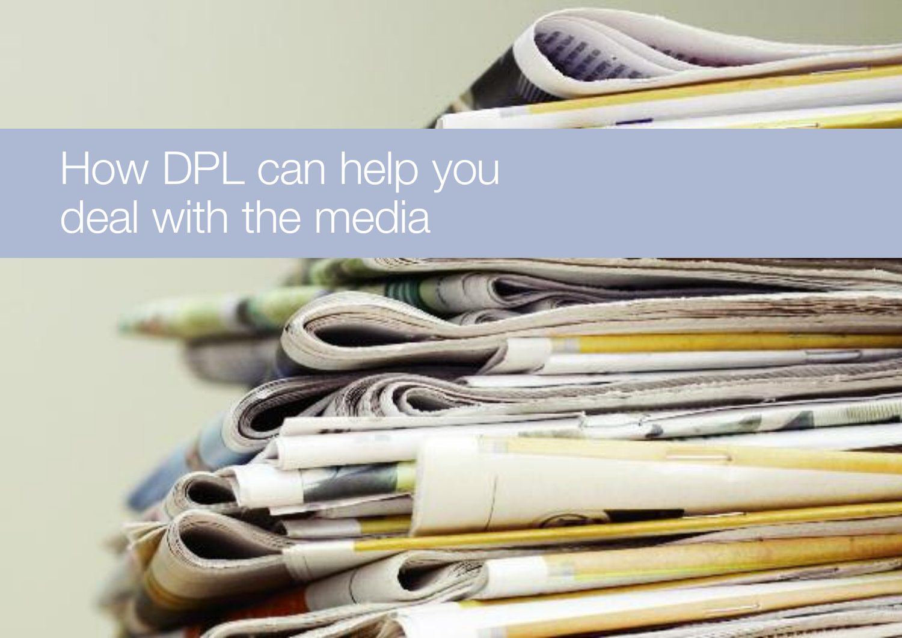# How DPL can help you deal with the media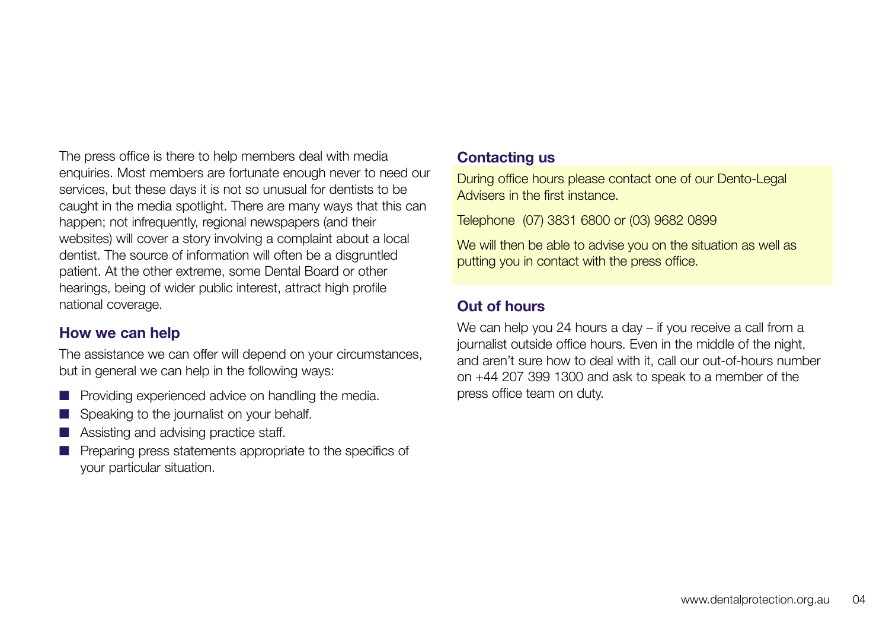The press office is there to help members deal with media enquiries. Most members are fortunate enough never to need our services, but these days it is not so unusual for dentists to be caught in the media spotlight. There are many ways that this can happen; not infrequently, regional newspapers (and their websites) will cover a story involving a complaint about a local dentist. The source of information will often be a disgruntled patient. At the other extreme, some Dental Board or other hearings, being of wider public interest, attract high profile national coverage.

## How we can help

The assistance we can offer will depend on your circumstances, but in general we can help in the following ways:

- Providing experienced advice on handling the media.
- Speaking to the journalist on your behalf.
- Assisting and advising practice staff.
- Preparing press statements appropriate to the specifics of your particular situation.

## Contacting us

During office hours please contact one of our Dento-Legal Advisers in the first instance.

Telephone (07) 3831 6800 or (03) 9682 0899

We will then be able to advise you on the situation as well as putting you in contact with the press office.

## Out of hours

We can help you 24 hours a day – if you receive a call from a journalist outside office hours. Even in the middle of the night, and aren't sure how to deal with it, call our out-of-hours number on +44 207 399 1300 and ask to speak to a member of the press office team on duty.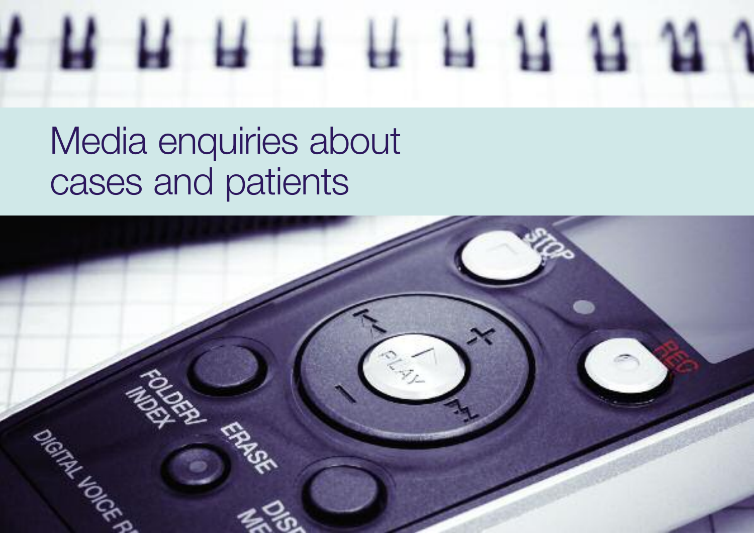# Media enquiries about cases and patients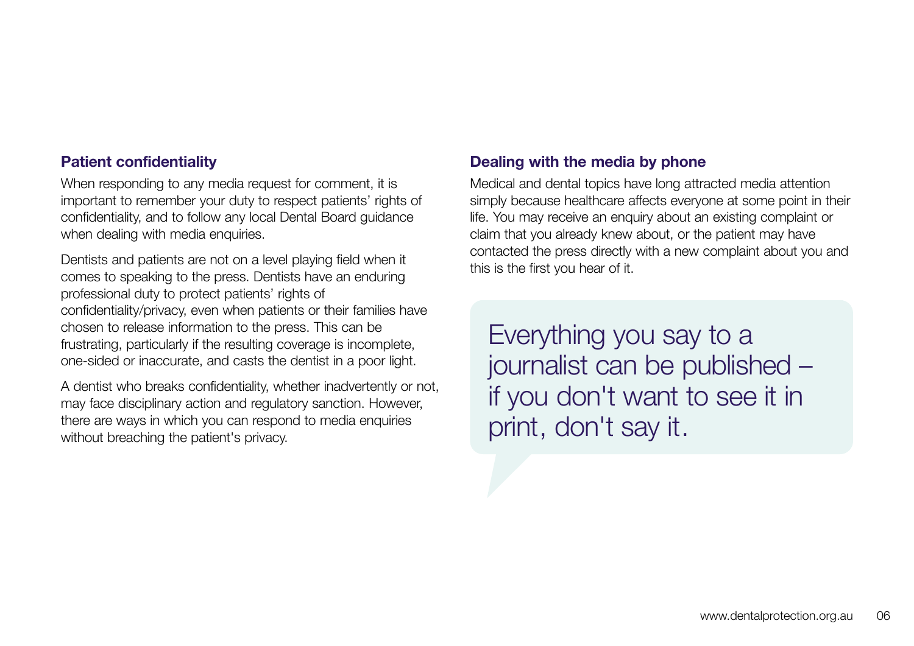### Patient confidentiality

When responding to any media request for comment, it is important to remember your duty to respect patients' rights of confidentiality, and to follow any local Dental Board guidance when dealing with media enquiries.

Dentists and patients are not on a level playing field when it comes to speaking to the press. Dentists have an enduring professional duty to protect patients' rights of confidentiality/privacy, even when patients or their families have chosen to release information to the press. This can be frustrating, particularly if the resulting coverage is incomplete, one-sided or inaccurate, and casts the dentist in a poor light.

A dentist who breaks confidentiality, whether inadvertently or not, may face disciplinary action and regulatory sanction. However, there are ways in which you can respond to media enquiries without breaching the patient's privacy.

### Dealing with the media by phone

Medical and dental topics have long attracted media attention simply because healthcare affects everyone at some point in their life. You may receive an enquiry about an existing complaint or claim that you already knew about, or the patient may have contacted the press directly with a new complaint about you and this is the first you hear of it.

> Everything you say to a journalist can be published – if you don't want to see it in print, don't say it.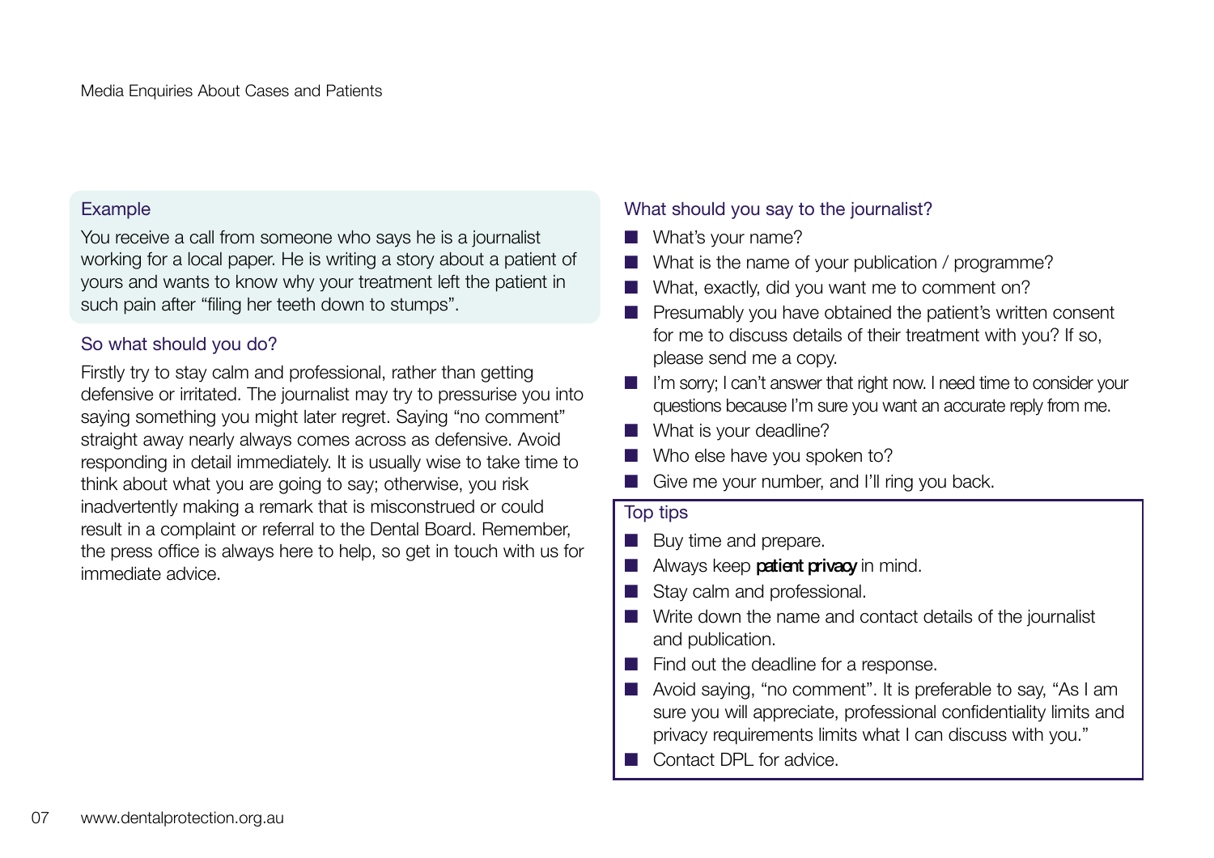### Example

You receive a call from someone who says he is a journalist working for a local paper. He is writing a story about a patient of yours and wants to know why your treatment left the patient in such pain after "filing her teeth down to stumps".

### So what should you do?

Firstly try to stay calm and professional, rather than getting defensive or irritated. The journalist may try to pressurise you into saying something you might later regret. Saying "no comment" straight away nearly always comes across as defensive. Avoid responding in detail immediately. It is usually wise to take time to think about what you are going to say; otherwise, you risk inadvertently making a remark that is misconstrued or could result in a complaint or referral to the Dental Board. Remember, the press office is always here to help, so get in touch with us for immediate advice.

### What should you say to the journalist?

- What's your name?
- What is the name of your publication / programme?
- What, exactly, did you want me to comment on?
- Presumably you have obtained the patient's written consent for me to discuss details of their treatment with you? If so, please send me a copy.
- I'm sorry; I can't answer that right now. I need time to consider your questions because I'm sure you want an accurate reply from me.
- What is your deadline?
- Who else have you spoken to?
- Give me your number, and I'll ring you back.

### Top tips

- Buy time and prepare.
- Always keep **patient privacy** in mind.
- Stay calm and professional.
- Write down the name and contact details of the journalist and publication.
- Find out the deadline for a response.
- Avoid saying, "no comment". It is preferable to say, "As I am sure you will appreciate, professional confidentiality limits and privacy requirements limits what I can discuss with you."
- Contact DPL for advice.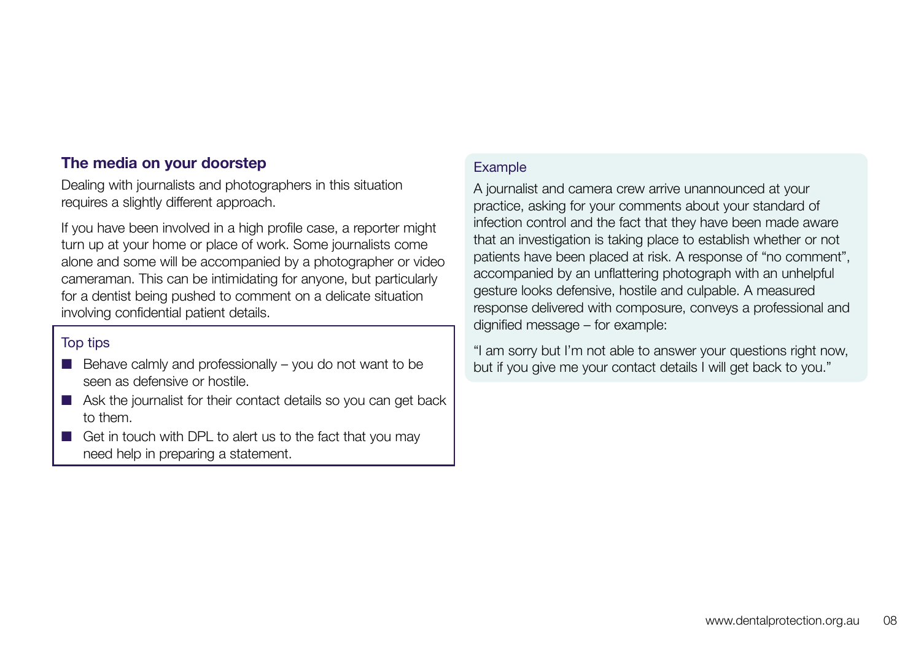## The media on your doorstep

Dealing with journalists and photographers in this situation requires a slightly different approach.

If you have been involved in a high profile case, a reporter might turn up at your home or place of work. Some journalists come alone and some will be accompanied by a photographer or video cameraman. This can be intimidating for anyone, but particularly for a dentist being pushed to comment on a delicate situation involving confidential patient details.

### Top tips

- Behave calmly and professionally – you do not want to be seen as defensive or hostile.
- Ask the journalist for their contact details so you can get back to them.
- Get in touch with DPL to alert us to the fact that you may need help in preparing a statement.

### Example

A journalist and camera crew arrive unannounced at your practice, asking for your comments about your standard of infection control and the fact that they have been made aware that an investigation is taking place to establish whether or not patients have been placed at risk. A response of "no comment", accompanied by an unflattering photograph with an unhelpful gesture looks defensive, hostile and culpable. A measured response delivered with composure, conveys a professional and dignified message – for example:

"I am sorry but I'm not able to answer your questions right now, but if you give me your contact details I will get back to you."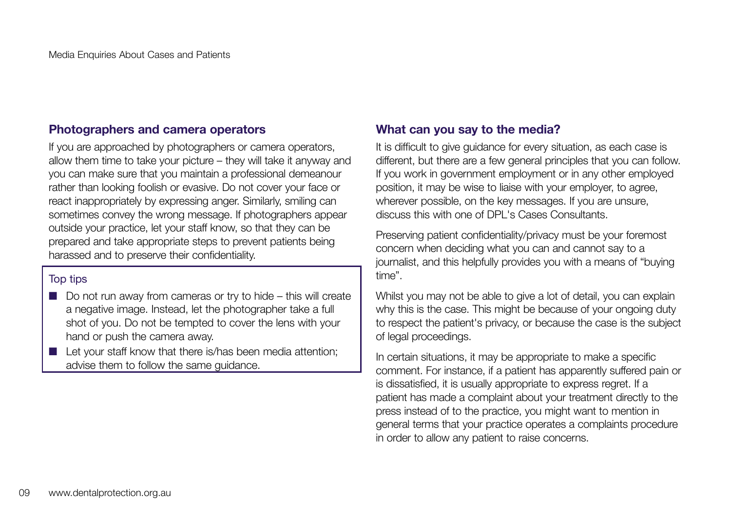## Photographers and camera operators

If you are approached by photographers or camera operators, allow them time to take your picture – they will take it anyway and you can make sure that you maintain a professional demeanour rather than looking foolish or evasive. Do not cover your face or react inappropriately by expressing anger. Similarly, smiling can sometimes convey the wrong message. If photographers appear outside your practice, let your staff know, so that they can be prepared and take appropriate steps to prevent patients being harassed and to preserve their confidentiality.

### Top tips

- Do not run away from cameras or try to hide – this will create a negative image. Instead, let the photographer take a full shot of you. Do not be tempted to cover the lens with your hand or push the camera away.
- Let your staff know that there is/has been media attention; advise them to follow the same guidance.

## What can you say to the media?

It is difficult to give guidance for every situation, as each case is different, but there are a few general principles that you can follow. If you work in government employment or in any other employed position, it may be wise to liaise with your employer, to agree, wherever possible, on the key messages. If you are unsure, discuss this with one of DPL's Cases Consultants.

Preserving patient confidentiality/privacy must be your foremost concern when deciding what you can and cannot say to a journalist, and this helpfully provides you with a means of "buying time".

Whilst you may not be able to give a lot of detail, you can explain why this is the case. This might be because of your ongoing duty to respect the patient's privacy, or because the case is the subject of legal proceedings.

In certain situations, it may be appropriate to make a specific comment. For instance, if a patient has apparently suffered pain or is dissatisfied, it is usually appropriate to express regret. If a patient has made a complaint about your treatment directly to the press instead of to the practice, you might want to mention in general terms that your practice operates a complaints procedure in order to allow any patient to raise concerns.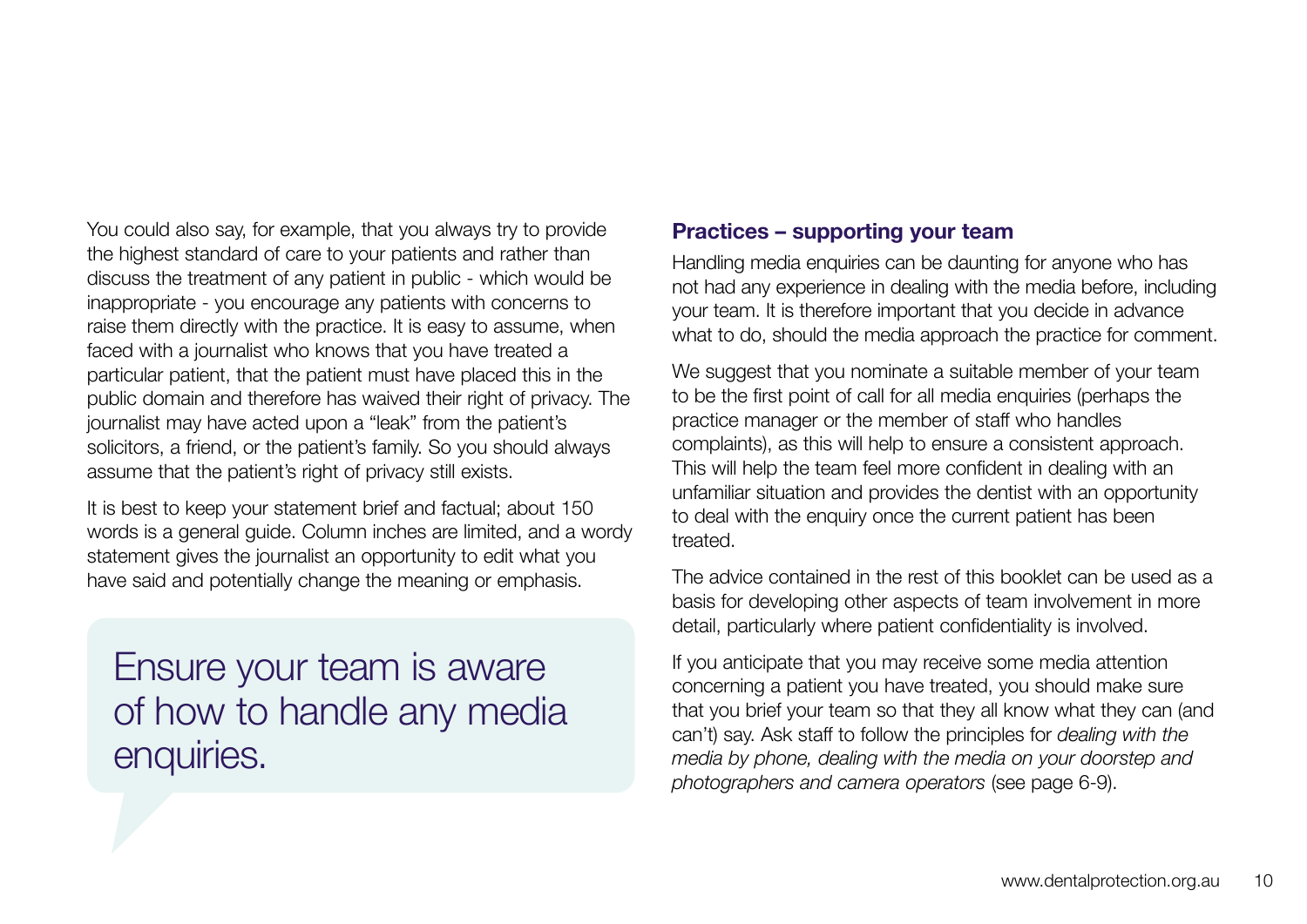You could also say, for example, that you always try to provide the highest standard of care to your patients and rather than discuss the treatment of any patient in public - which would be inappropriate - you encourage any patients with concerns to raise them directly with the practice. It is easy to assume, when faced with a journalist who knows that you have treated a particular patient, that the patient must have placed this in the public domain and therefore has waived their right of privacy. The journalist may have acted upon a "leak" from the patient's solicitors, a friend, or the patient's family. So you should always assume that the patient's right of privacy still exists.

It is best to keep your statement brief and factual; about 150 words is a general guide. Column inches are limited, and a wordy statement gives the journalist an opportunity to edit what you have said and potentially change the meaning or emphasis.

> Ensure your team is aware of how to handle any media enquiries.

### Practices – supporting your team

Handling media enquiries can be daunting for anyone who has not had any experience in dealing with the media before, including your team. It is therefore important that you decide in advance what to do, should the media approach the practice for comment.

We suggest that you nominate a suitable member of your team to be the first point of call for all media enquiries (perhaps the practice manager or the member of staff who handles complaints), as this will help to ensure a consistent approach. This will help the team feel more confident in dealing with an unfamiliar situation and provides the dentist with an opportunity to deal with the enquiry once the current patient has been treated.

The advice contained in the rest of this booklet can be used as a basis for developing other aspects of team involvement in more detail, particularly where patient confidentiality is involved.

If you anticipate that you may receive some media attention concerning a patient you have treated, you should make sure that you brief your team so that they all know what they can (and can't) say. Ask staff to follow the principles for *dealing with the media by phone, dealing with the media on your doorstep and photographers and camera operators* (see page 6-9).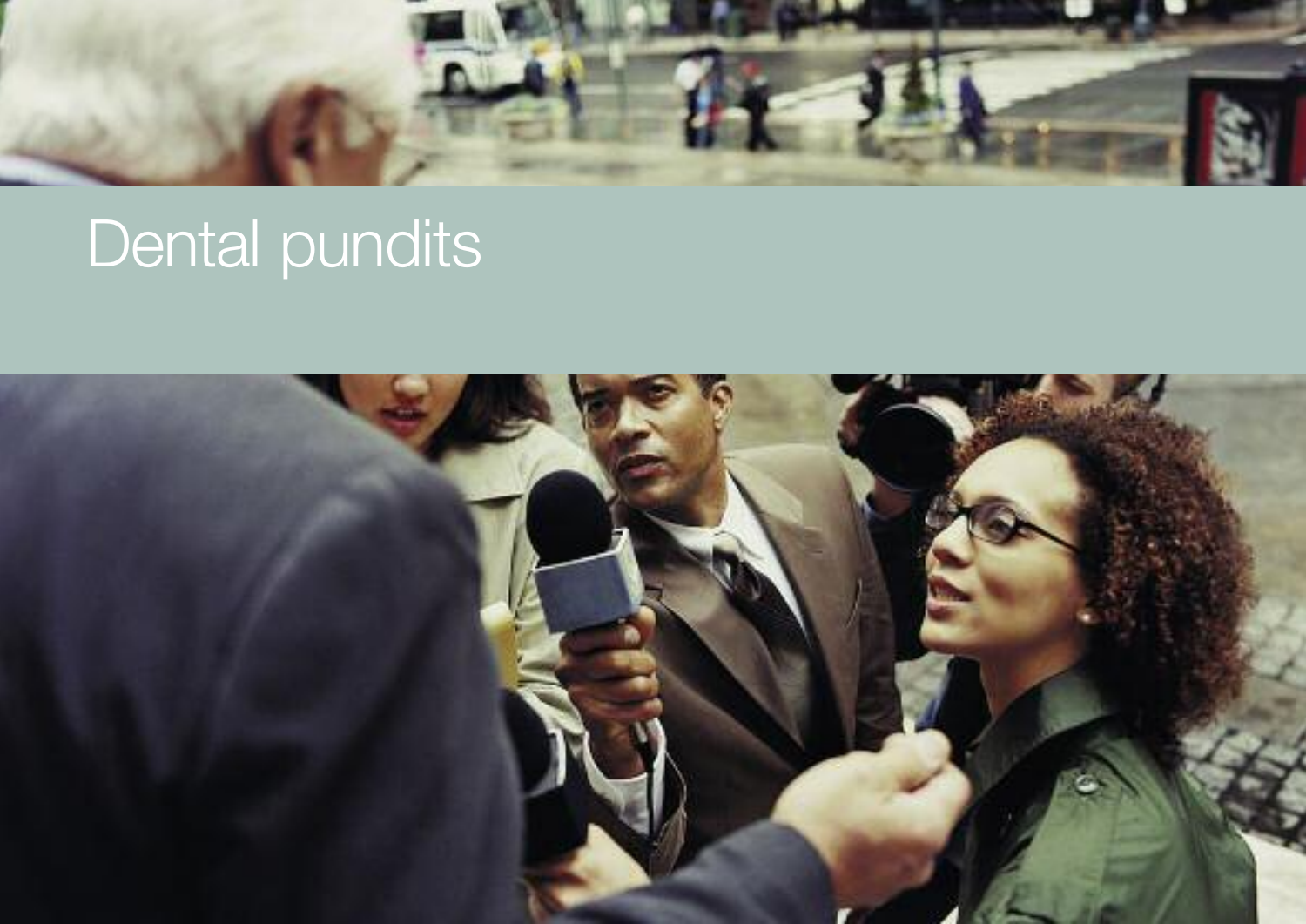# Dental pundits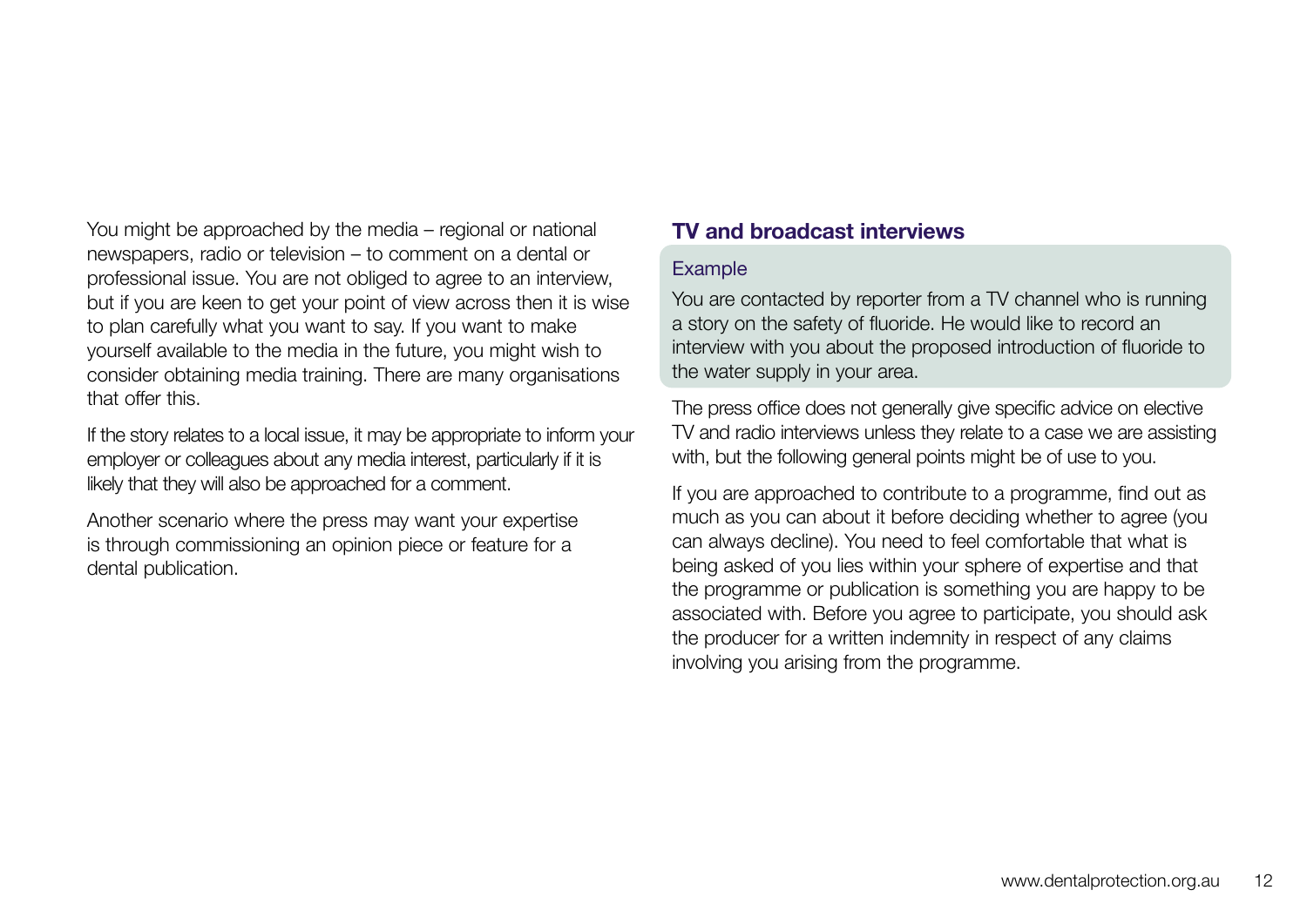You might be approached by the media – regional or national newspapers, radio or television – to comment on a dental or professional issue. You are not obliged to agree to an interview, but if you are keen to get your point of view across then it is wise to plan carefully what you want to say. If you want to make yourself available to the media in the future, you might wish to consider obtaining media training. There are many organisations that offer this.

If the story relates to a local issue, it may be appropriate to inform your employer or colleagues about any media interest, particularly if it is likely that they will also be approached for a comment.

Another scenario where the press may want your expertise is through commissioning an opinion piece or feature for a dental publication.

## TV and broadcast interviews

**Example**

You are contacted by reporter from a TV channel who is running a story on the safety of fluoride. He would like to record an interview with you about the proposed introduction of fluoride to the water supply in your area.

The press office does not generally give specific advice on elective TV and radio interviews unless they relate to a case we are assisting with, but the following general points might be of use to you.

If you are approached to contribute to a programme, find out as much as you can about it before deciding whether to agree (you can always decline). You need to feel comfortable that what is being asked of you lies within your sphere of expertise and that the programme or publication is something you are happy to be associated with. Before you agree to participate, you should ask the producer for a written indemnity in respect of any claims involving you arising from the programme.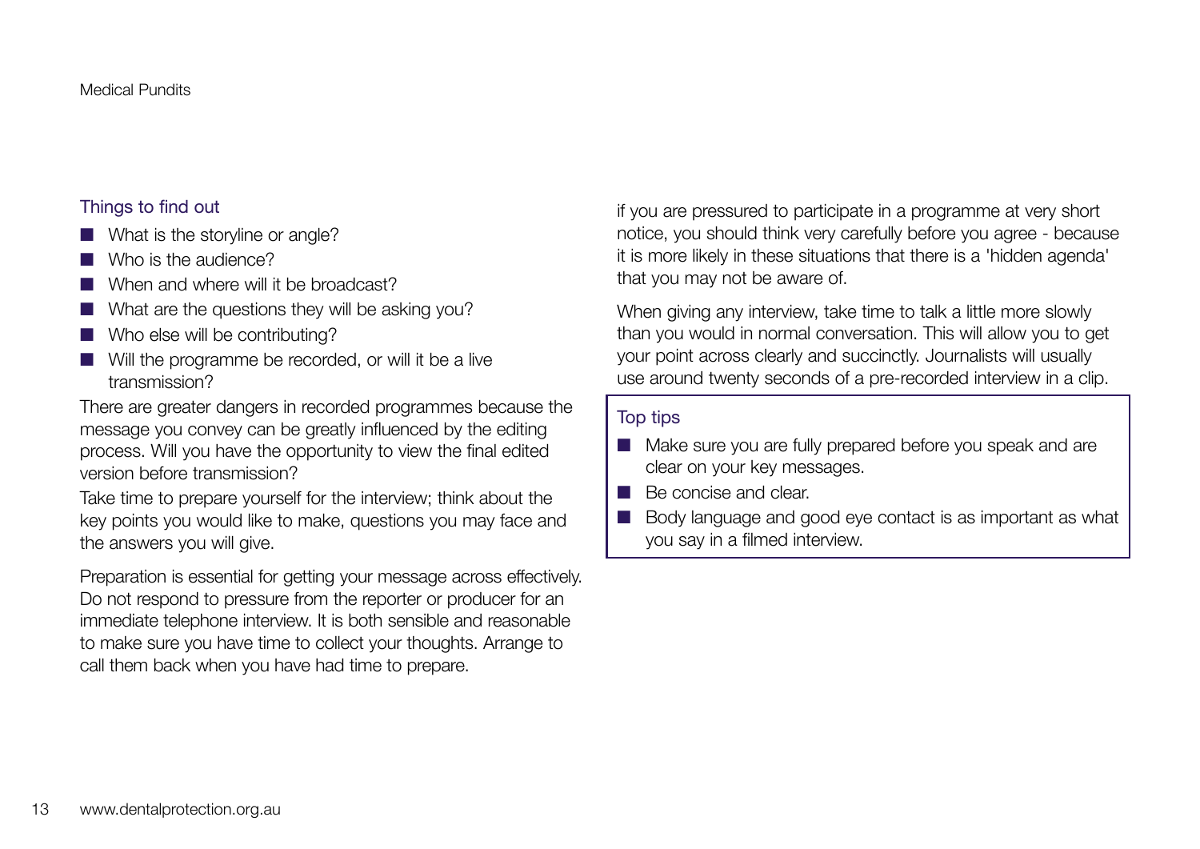## Things to find out

- What is the storyline or angle?
- Who is the audience?
- When and where will it be broadcast?
- What are the questions they will be asking you?
- Who else will be contributing?
- Will the programme be recorded, or will it be a live transmission?

There are greater dangers in recorded programmes because the message you convey can be greatly influenced by the editing process. Will you have the opportunity to view the final edited version before transmission?

Take time to prepare yourself for the interview; think about the key points you would like to make, questions you may face and the answers you will give.

Preparation is essential for getting your message across effectively. Do not respond to pressure from the reporter or producer for an immediate telephone interview. It is both sensible and reasonable to make sure you have time to collect your thoughts. Arrange to call them back when you have had time to prepare.

if you are pressured to participate in a programme at very short notice, you should think very carefully before you agree - because it is more likely in these situations that there is a 'hidden agenda' that you may not be aware of.

When giving any interview, take time to talk a little more slowly than you would in normal conversation. This will allow you to get your point across clearly and succinctly. Journalists will usually use around twenty seconds of a pre-recorded interview in a clip.

## Top tips

- Make sure you are fully prepared before you speak and are clear on your key messages.
- Be concise and clear.
- Body language and good eye contact is as important as what you say in a filmed interview.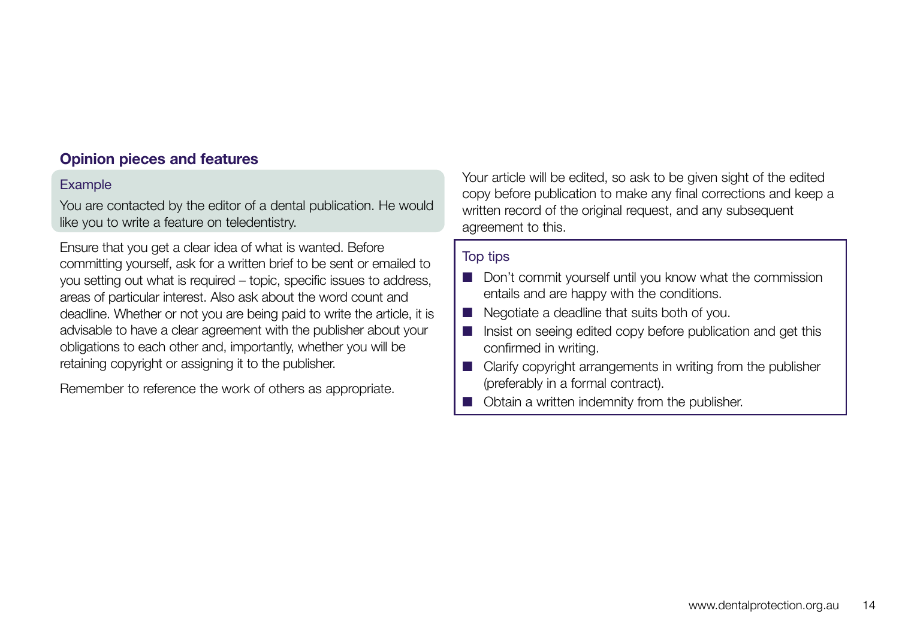## Opinion pieces and features

### Example

You are contacted by the editor of a dental publication. He would like you to write a feature on teledentistry.

Ensure that you get a clear idea of what is wanted. Before committing yourself, ask for a written brief to be sent or emailed to you setting out what is required – topic, specific issues to address, areas of particular interest. Also ask about the word count and deadline. Whether or not you are being paid to write the article, it is advisable to have a clear agreement with the publisher about your obligations to each other and, importantly, whether you will be retaining copyright or assigning it to the publisher.

Remember to reference the work of others as appropriate.

Your article will be edited, so ask to be given sight of the edited copy before publication to make any final corrections and keep a written record of the original request, and any subsequent agreement to this.

### Top tips

- Don't commit yourself until you know what the commission entails and are happy with the conditions.
- Negotiate a deadline that suits both of you.
- Insist on seeing edited copy before publication and get this confirmed in writing.
- Clarify copyright arrangements in writing from the publisher (preferably in a formal contract).
- Obtain a written indemnity from the publisher.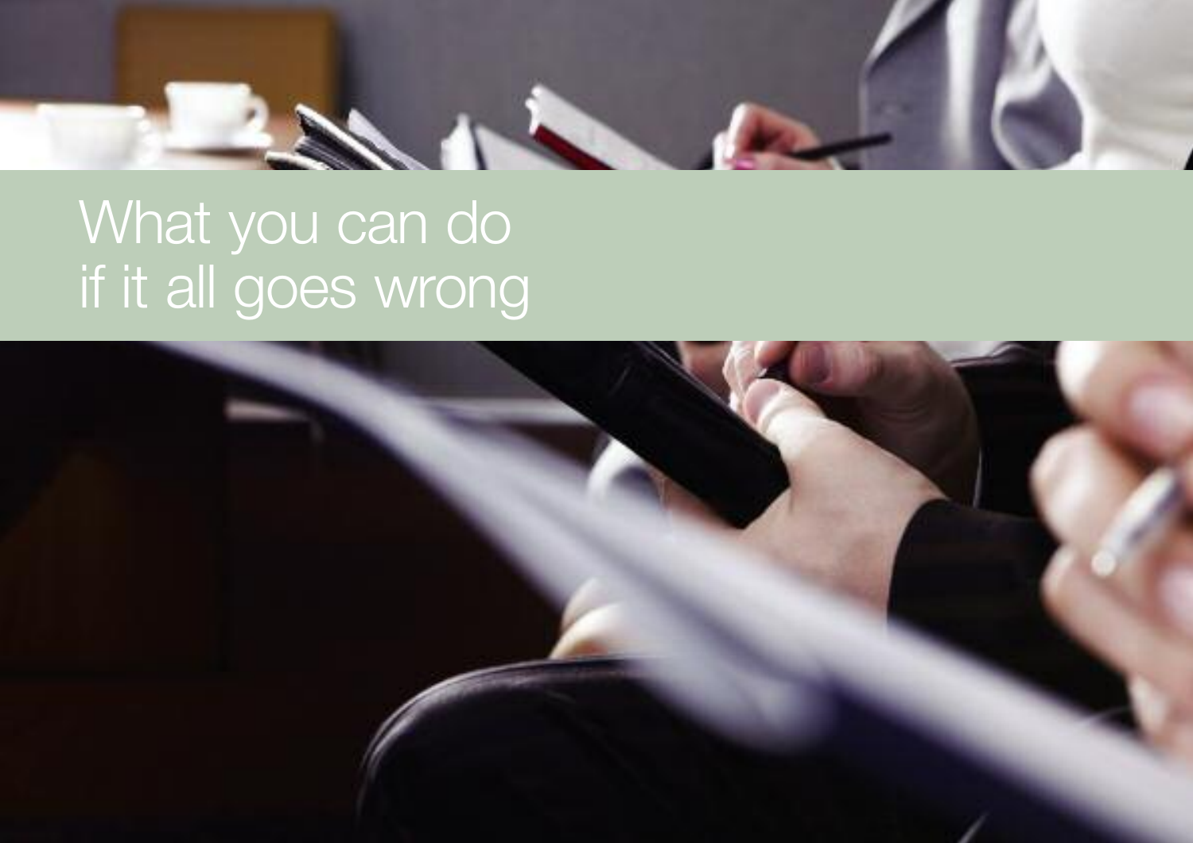# What you can do if it all goes wrong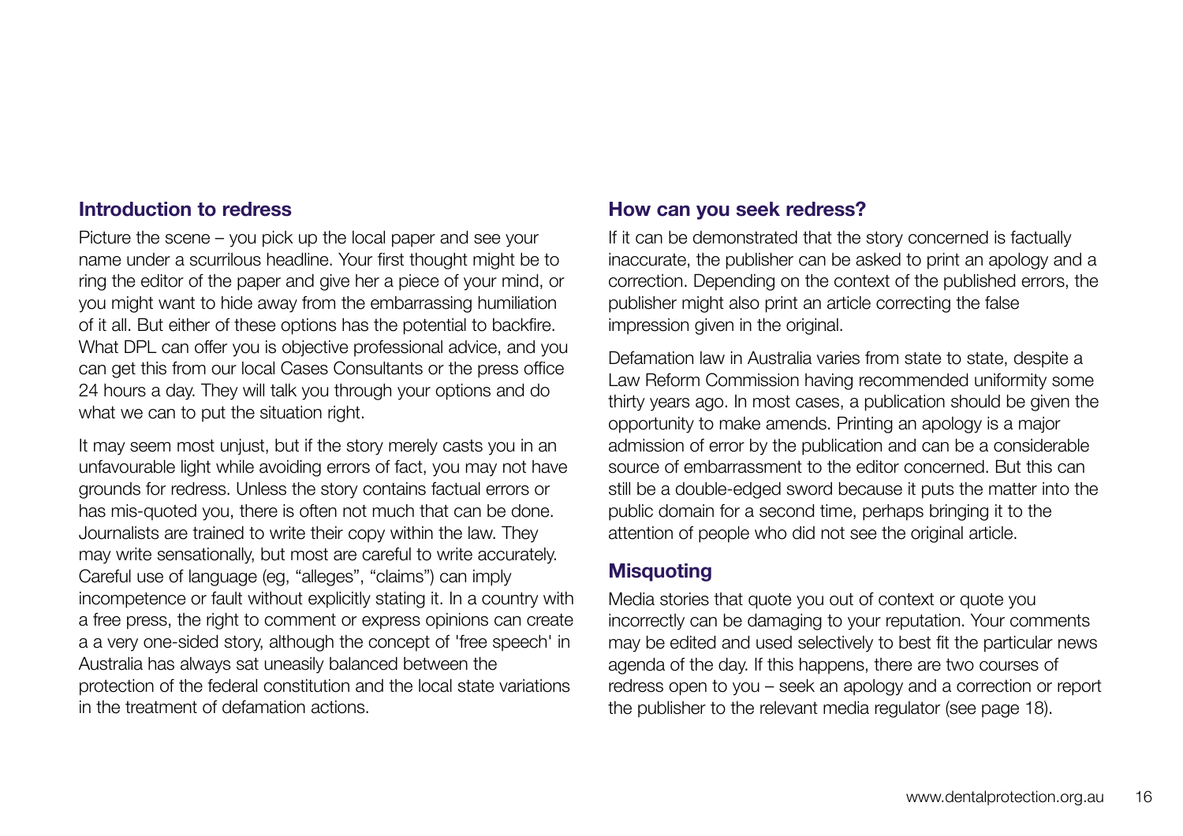## Introduction to redress

Picture the scene – you pick up the local paper and see your name under a scurrilous headline. Your first thought might be to ring the editor of the paper and give her a piece of your mind, or you might want to hide away from the embarrassing humiliation of it all. But either of these options has the potential to backfire. What DPL can offer you is objective professional advice, and you can get this from our local Cases Consultants or the press office 24 hours a day. They will talk you through your options and do what we can to put the situation right.

It may seem most unjust, but if the story merely casts you in an unfavourable light while avoiding errors of fact, you may not have grounds for redress. Unless the story contains factual errors or has mis-quoted you, there is often not much that can be done. Journalists are trained to write their copy within the law. They may write sensationally, but most are careful to write accurately. Careful use of language (eg, "alleges", "claims") can imply incompetence or fault without explicitly stating it. In a country with a free press, the right to comment or express opinions can create a a very one-sided story, although the concept of 'free speech' in Australia has always sat uneasily balanced between the protection of the federal constitution and the local state variations in the treatment of defamation actions.

## How can you seek redress?

If it can be demonstrated that the story concerned is factually inaccurate, the publisher can be asked to print an apology and a correction. Depending on the context of the published errors, the publisher might also print an article correcting the false impression given in the original.

Defamation law in Australia varies from state to state, despite a Law Reform Commission having recommended uniformity some thirty years ago. In most cases, a publication should be given the opportunity to make amends. Printing an apology is a major admission of error by the publication and can be a considerable source of embarrassment to the editor concerned. But this can still be a double-edged sword because it puts the matter into the public domain for a second time, perhaps bringing it to the attention of people who did not see the original article.

## Misquoting

Media stories that quote you out of context or quote you incorrectly can be damaging to your reputation. Your comments may be edited and used selectively to best fit the particular news agenda of the day. If this happens, there are two courses of redress open to you – seek an apology and a correction or report the publisher to the relevant media regulator (see page 18).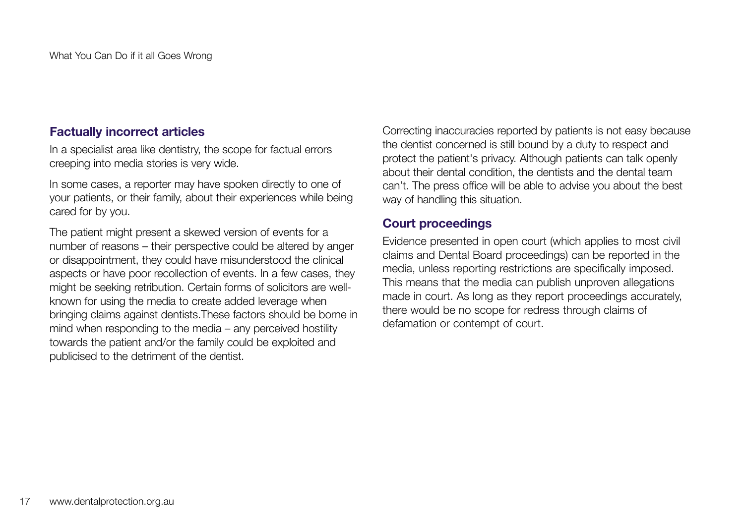### Factually incorrect articles

In a specialist area like dentistry, the scope for factual errors creeping into media stories is very wide.

In some cases, a reporter may have spoken directly to one of your patients, or their family, about their experiences while being cared for by you.

The patient might present a skewed version of events for a number of reasons – their perspective could be altered by anger or disappointment, they could have misunderstood the clinical aspects or have poor recollection of events. In a few cases, they might be seeking retribution. Certain forms of solicitors are well-known for using the media to create added leverage when bringing claims against dentists.These factors should be borne in mind when responding to the media – any perceived hostility towards the patient and/or the family could be exploited and publicised to the detriment of the dentist.

Correcting inaccuracies reported by patients is not easy because the dentist concerned is still bound by a duty to respect and protect the patient's privacy. Although patients can talk openly about their dental condition, the dentists and the dental team can't. The press office will be able to advise you about the best way of handling this situation.

### Court proceedings

Evidence presented in open court (which applies to most civil claims and Dental Board proceedings) can be reported in the media, unless reporting restrictions are specifically imposed. This means that the media can publish unproven allegations made in court. As long as they report proceedings accurately, there would be no scope for redress through claims of defamation or contempt of court.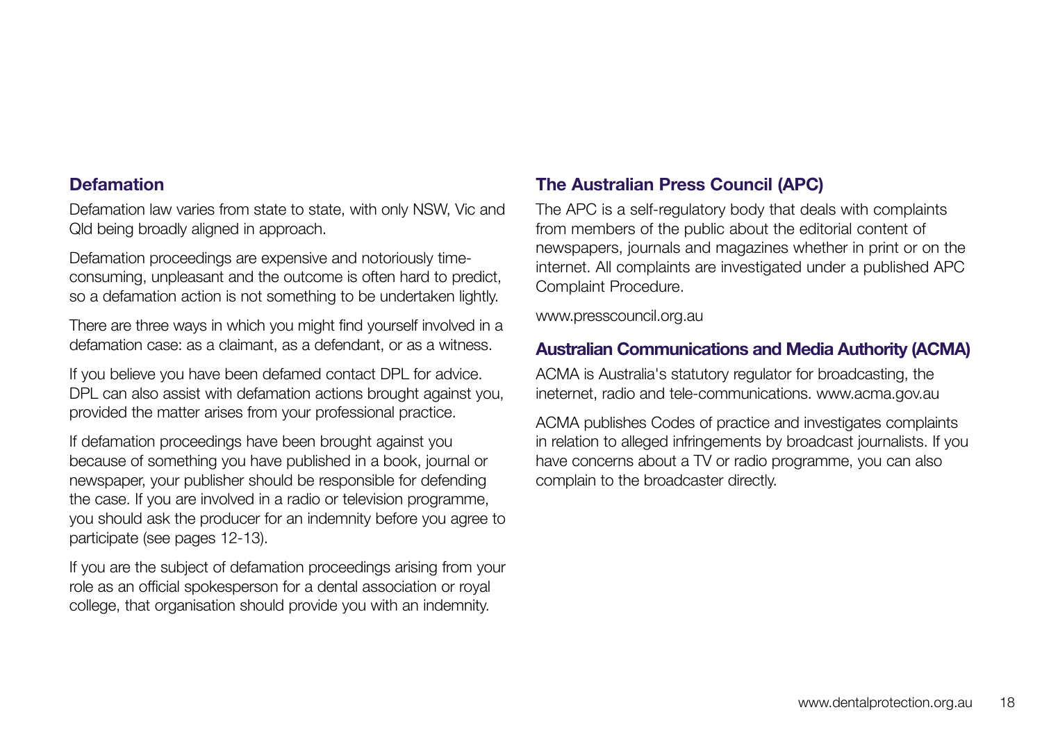## Defamation

Defamation law varies from state to state, with only NSW, Vic and Qld being broadly aligned in approach.

Defamation proceedings are expensive and notoriously time-consuming, unpleasant and the outcome is often hard to predict, so a defamation action is not something to be undertaken lightly.

There are three ways in which you might find yourself involved in a defamation case: as a claimant, as a defendant, or as a witness.

If you believe you have been defamed contact DPL for advice. DPL can also assist with defamation actions brought against you, provided the matter arises from your professional practice.

If defamation proceedings have been brought against you because of something you have published in a book, journal or newspaper, your publisher should be responsible for defending the case. If you are involved in a radio or television programme, you should ask the producer for an indemnity before you agree to participate (see pages 12-13).

If you are the subject of defamation proceedings arising from your role as an official spokesperson for a dental association or royal college, that organisation should provide you with an indemnity.

## The Australian Press Council (APC)

The APC is a self-regulatory body that deals with complaints from members of the public about the editorial content of newspapers, journals and magazines whether in print or on the internet. All complaints are investigated under a published APC Complaint Procedure.

www.presscouncil.org.au

## Australian Communications and Media Authority (ACMA)

ACMA is Australia's statutory regulator for broadcasting, the ineternet, radio and tele-communications. www.acma.gov.au

ACMA publishes Codes of practice and investigates complaints in relation to alleged infringements by broadcast journalists. If you have concerns about a TV or radio programme, you can also complain to the broadcaster directly.